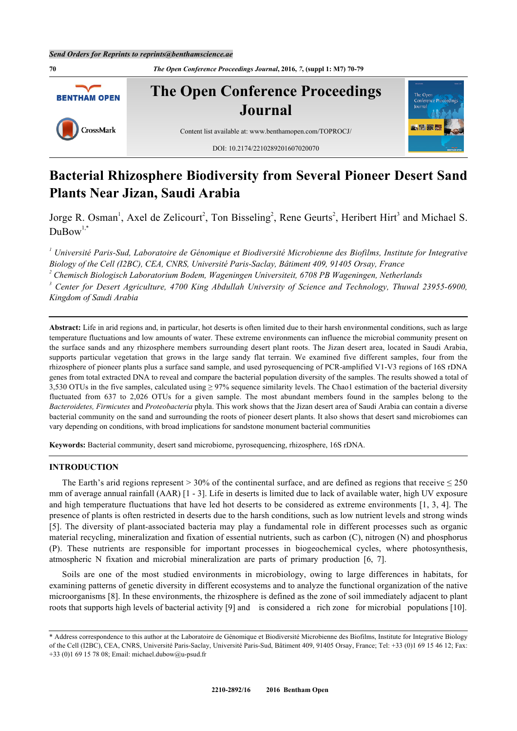# Bacterial Rhizosphere Biodiversity from Several Pioneer Desert Sand Plants Near Jizan, Saudi Arabia

Jorge R. Osman[1], Axel de Zelicourt[2], Ton Bisseling[2], Rene Geurts[2], Heribert Hirt[3] and Michael S. DuBow[1,*]

[1] *Université Paris-Sud, Laboratoire de Génomique et Biodiversité Microbienne des Biofilms, Institute for Integrative Biology of the Cell (I2BC), CEA, CNRS, Université Paris-Saclay, Bâtiment 409, 91405 Orsay, France*

[2] *Chemisch Biologisch Laboratorium Bodem, Wageningen Universiteit, 6708 PB Wageningen, Netherlands*

[3] *Center for Desert Agriculture, 4700 King Abdullah University of Science and Technology, Thuwal 23955-6900, Kingdom of Saudi Arabia*

**Abstract:** Life in arid regions and, in particular, hot deserts is often limited due to their harsh environmental conditions, such as large temperature fluctuations and low amounts of water. These extreme environments can influence the microbial community present on the surface sands and any rhizosphere members surrounding desert plant roots. The Jizan desert area, located in Saudi Arabia, supports particular vegetation that grows in the large sandy flat terrain. We examined five different samples, four from the rhizosphere of pioneer plants plus a surface sand sample, and used pyrosequencing of PCR-amplified V1-V3 regions of 16S rDNA genes from total extracted DNA to reveal and compare the bacterial population diversity of the samples. The results showed a total of 3,530 OTUs in the five samples, calculated using ≥ 97% sequence similarity levels. The Chao1 estimation of the bacterial diversity fluctuated from 637 to 2,026 OTUs for a given sample. The most abundant members found in the samples belong to the *Bacteroidetes, Firmicutes* and *Proteobacteria* phyla. This work shows that the Jizan desert area of Saudi Arabia can contain a diverse bacterial community on the sand and surrounding the roots of pioneer desert plants. It also shows that desert sand microbiomes can vary depending on conditions, with broad implications for sandstone monument bacterial communities

**Keywords:** Bacterial community, desert sand microbiome, pyrosequencing, rhizosphere, 16S rDNA.

## INTRODUCTION

The Earth's arid regions represent > 30% of the continental surface, and are defined as regions that receive ≤ 250 mm of average annual rainfall (AAR) [1 - 3]. Life in deserts is limited due to lack of available water, high UV exposure and high temperature fluctuations that have led hot deserts to be considered as extreme environments [1, 3, 4]. The presence of plants is often restricted in deserts due to the harsh conditions, such as low nutrient levels and strong winds [5]. The diversity of plant-associated bacteria may play a fundamental role in different processes such as organic material recycling, mineralization and fixation of essential nutrients, such as carbon (C), nitrogen (N) and phosphorus (P). These nutrients are responsible for important processes in biogeochemical cycles, where photosynthesis, atmospheric N fixation and microbial mineralization are parts of primary production [6, 7].

Soils are one of the most studied environments in microbiology, owing to large differences in habitats, for examining patterns of genetic diversity in different ecosystems and to analyze the functional organization of the native microorganisms [8]. In these environments, the rhizosphere is defined as the zone of soil immediately adjacent to plant roots that supports high levels of bacterial activity [9] and is considered a rich zone for microbial populations [10].

* Address correspondence to this author at the Laboratoire de Génomique et Biodiversité Microbienne des Biofilms, Institute for Integrative Biology of the Cell (I2BC), CEA, CNRS, Université Paris-Saclay, Université Paris-Sud, Bâtiment 409, 91405 Orsay, France; Tel: +33 (0)1 69 15 46 12; Fax: +33 (0)1 69 15 78 08; Email: michael.dubow@u-psud.fr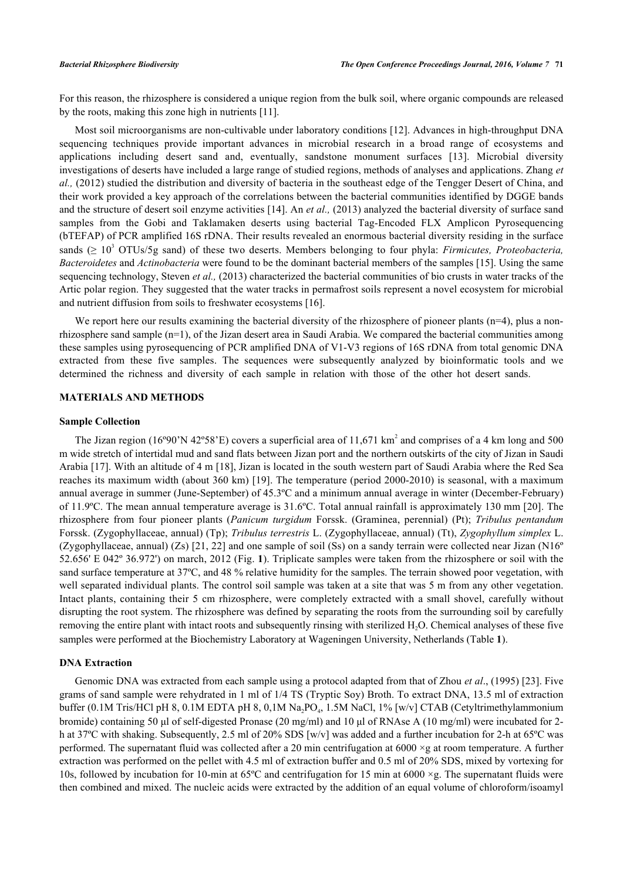For this reason, the rhizosphere is considered a unique region from the bulk soil, where organic compounds are released by the roots, making this zone high in nutrients [11].

Most soil microorganisms are non-cultivable under laboratory conditions [12]. Advances in high-throughput DNA sequencing techniques provide important advances in microbial research in a broad range of ecosystems and applications including desert sand and, eventually, sandstone monument surfaces [13]. Microbial diversity investigations of deserts have included a large range of studied regions, methods of analyses and applications. Zhang *et al.,* (2012) studied the distribution and diversity of bacteria in the southeast edge of the Tengger Desert of China, and their work provided a key approach of the correlations between the bacterial communities identified by DGGE bands and the structure of desert soil enzyme activities [14]. An *et al.,* (2013) analyzed the bacterial diversity of surface sand samples from the Gobi and Taklamaken deserts using bacterial Tag-Encoded FLX Amplicon Pyrosequencing (bTEFAP) of PCR amplified 16S rDNA. Their results revealed an enormous bacterial diversity residing in the surface sands ($\geq 10^3$ OTUs/5g sand) of these two deserts. Members belonging to four phyla: *Firmicutes, Proteobacteria, Bacteroidetes* and *Actinobacteria* were found to be the dominant bacterial members of the samples [15]. Using the same sequencing technology, Steven *et al.,* (2013) characterized the bacterial communities of bio crusts in water tracks of the Artic polar region. They suggested that the water tracks in permafrost soils represent a novel ecosystem for microbial and nutrient diffusion from soils to freshwater ecosystems [16].

We report here our results examining the bacterial diversity of the rhizosphere of pioneer plants (n=4), plus a non-rhizosphere sand sample (n=1), of the Jizan desert area in Saudi Arabia. We compared the bacterial communities among these samples using pyrosequencing of PCR amplified DNA of V1-V3 regions of 16S rDNA from total genomic DNA extracted from these five samples. The sequences were subsequently analyzed by bioinformatic tools and we determined the richness and diversity of each sample in relation with those of the other hot desert sands.

## MATERIALS AND METHODS

### Sample Collection

The Jizan region (16º90'N 42º58'E) covers a superficial area of 11,671 km$^2$ and comprises of a 4 km long and 500 m wide stretch of intertidal mud and sand flats between Jizan port and the northern outskirts of the city of Jizan in Saudi Arabia [17]. With an altitude of 4 m [18], Jizan is located in the south western part of Saudi Arabia where the Red Sea reaches its maximum width (about 360 km) [19]. The temperature (period 2000-2010) is seasonal, with a maximum annual average in summer (June-September) of 45.3ºC and a minimum annual average in winter (December-February) of 11.9ºC. The mean annual temperature average is 31.6ºC. Total annual rainfall is approximately 130 mm [20]. The rhizosphere from four pioneer plants (*Panicum turgidum* Forssk. (Graminea, perennial) (Pt); *Tribulus pentandum* Forssk. (Zygophyllaceae, annual) (Tp); *Tribulus terrestris* L. (Zygophyllaceae, annual) (Tt), *Zygophyllum simplex* L. (Zygophyllaceae, annual) (Zs) [21, 22] and one sample of soil (Ss) on a sandy terrain were collected near Jizan (N16º 52.656' E 042º 36.972') on march, 2012 (Fig. **1**). Triplicate samples were taken from the rhizosphere or soil with the sand surface temperature at 37ºC, and 48 % relative humidity for the samples. The terrain showed poor vegetation, with well separated individual plants. The control soil sample was taken at a site that was 5 m from any other vegetation. Intact plants, containing their 5 cm rhizosphere, were completely extracted with a small shovel, carefully without disrupting the root system. The rhizosphere was defined by separating the roots from the surrounding soil by carefully removing the entire plant with intact roots and subsequently rinsing with sterilized $H_2O$. Chemical analyses of these five samples were performed at the Biochemistry Laboratory at Wageningen University, Netherlands (Table **1**).

### DNA Extraction

Genomic DNA was extracted from each sample using a protocol adapted from that of Zhou *et al*., (1995) [23]. Five grams of sand sample were rehydrated in 1 ml of 1/4 TS (Tryptic Soy) Broth. To extract DNA, 13.5 ml of extraction buffer (0.1M Tris/HCl pH 8, 0.1M EDTA pH 8, 0,1M $Na_2PO_4$, 1.5M NaCl, 1% [w/v] CTAB (Cetyltrimethylammonium bromide) containing 50 µl of self-digested Pronase (20 mg/ml) and 10 µl of RNAse A (10 mg/ml) were incubated for 2-h at 37ºC with shaking. Subsequently, 2.5 ml of 20% SDS [w/v] was added and a further incubation for 2-h at 65ºC was performed. The supernatant fluid was collected after a 20 min centrifugation at 6000 ×g at room temperature. A further extraction was performed on the pellet with 4.5 ml of extraction buffer and 0.5 ml of 20% SDS, mixed by vortexing for 10s, followed by incubation for 10-min at 65ºC and centrifugation for 15 min at 6000 ×g. The supernatant fluids were then combined and mixed. The nucleic acids were extracted by the addition of an equal volume of chloroform/isoamyl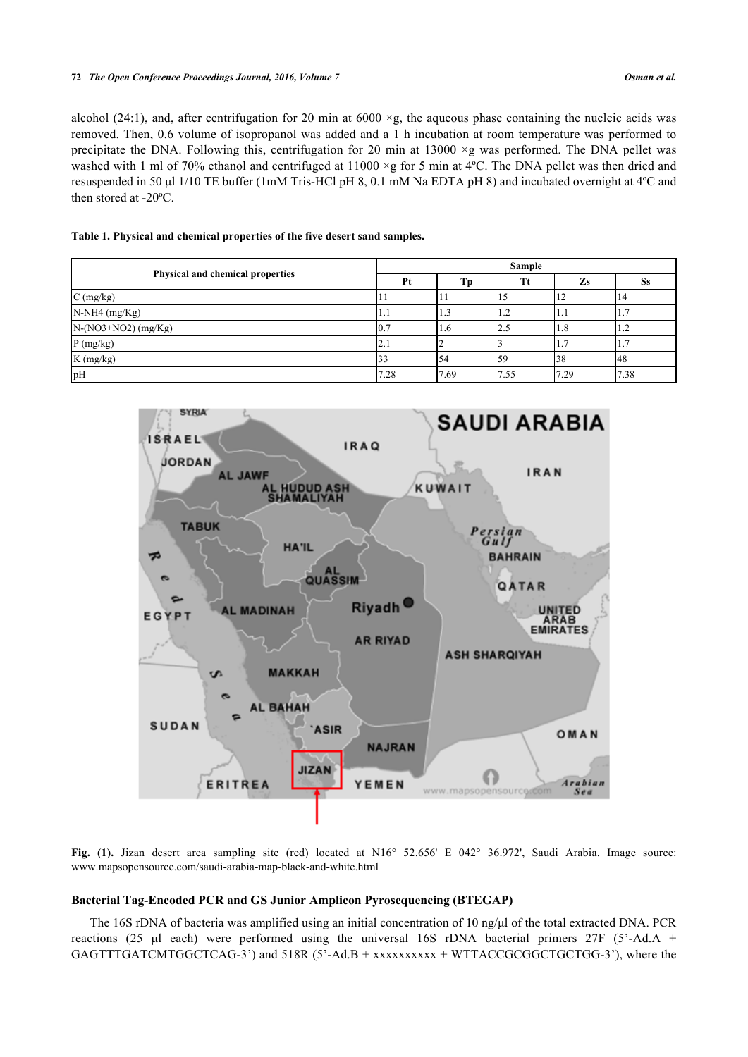alcohol (24:1), and, after centrifugation for 20 min at 6000 ×g, the aqueous phase containing the nucleic acids was removed. Then, 0.6 volume of isopropanol was added and a 1 h incubation at room temperature was performed to precipitate the DNA. Following this, centrifugation for 20 min at 13000 ×g was performed. The DNA pellet was washed with 1 ml of 70% ethanol and centrifuged at 11000 ×g for 5 min at 4ºC. The DNA pellet was then dried and resuspended in 50 µl 1/10 TE buffer (1mM Tris-HCl pH 8, 0.1 mM Na EDTA pH 8) and incubated overnight at 4ºC and then stored at -20ºC.

**Table 1. Physical and chemical properties of the five desert sand samples.**

| Physical and chemical properties | Sample | | | | |
|---|---|---|---|---|---|
| | Pt | Tp | Tt | Zs | Ss |
| C (mg/kg) | 11 | 11 | 15 | 12 | 14 |
| N-NH4 (mg/Kg) | 1.1 | 1.3 | 1.2 | 1.1 | 1.7 |
| N-(NO3+NO2) (mg/Kg) | 0.7 | 1.6 | 2.5 | 1.8 | 1.2 |
| P (mg/kg) | 2.1 | 2 | 3 | 1.7 | 1.7 |
| K (mg/kg) | 33 | 54 | 59 | 38 | 48 |
| pH | 7.28 | 7.69 | 7.55 | 7.29 | 7.38 |

**Fig. (1).** Jizan desert area sampling site (red) located at N16° 52.656' E 042° 36.972', Saudi Arabia. Image source: www.mapsopensource.com/saudi-arabia-map-black-and-white.html

### Bacterial Tag-Encoded PCR and GS Junior Amplicon Pyrosequencing (BTEGAP)

The 16S rDNA of bacteria was amplified using an initial concentration of 10 ng/µl of the total extracted DNA. PCR reactions (25 µl each) were performed using the universal 16S rDNA bacterial primers 27F (5'-Ad.A + GAGTTTGATCMTGGCTCAG-3') and 518R (5'-Ad.B + xxxxxxxxxx + WTTACCGCGGCTGCTGG-3'), where the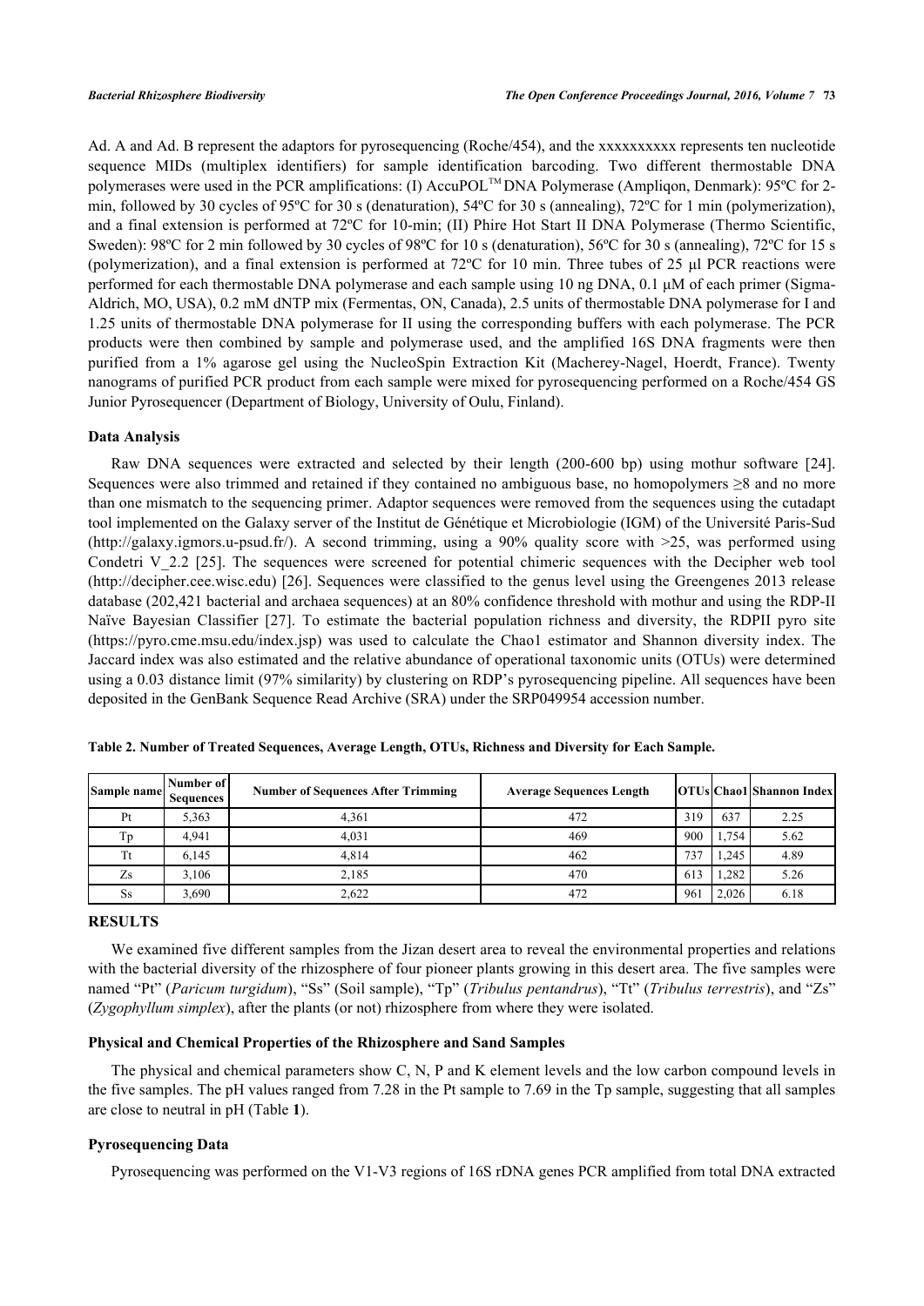Ad. A and Ad. B represent the adaptors for pyrosequencing (Roche/454), and the xxxxxxxxxx represents ten nucleotide sequence MIDs (multiplex identifiers) for sample identification barcoding. Two different thermostable DNA polymerases were used in the PCR amplifications: (I) AccuPOL™ DNA Polymerase (Ampliqon, Denmark): 95ºC for 2-min, followed by 30 cycles of 95ºC for 30 s (denaturation), 54ºC for 30 s (annealing), 72ºC for 1 min (polymerization), and a final extension is performed at 72ºC for 10-min; (II) Phire Hot Start II DNA Polymerase (Thermo Scientific, Sweden): 98ºC for 2 min followed by 30 cycles of 98ºC for 10 s (denaturation), 56ºC for 30 s (annealing), 72ºC for 15 s (polymerization), and a final extension is performed at 72ºC for 10 min. Three tubes of 25 µl PCR reactions were performed for each thermostable DNA polymerase and each sample using 10 ng DNA, 0.1 µM of each primer (Sigma-Aldrich, MO, USA), 0.2 mM dNTP mix (Fermentas, ON, Canada), 2.5 units of thermostable DNA polymerase for I and 1.25 units of thermostable DNA polymerase for II using the corresponding buffers with each polymerase. The PCR products were then combined by sample and polymerase used, and the amplified 16S DNA fragments were then purified from a 1% agarose gel using the NucleoSpin Extraction Kit (Macherey-Nagel, Hoerdt, France). Twenty nanograms of purified PCR product from each sample were mixed for pyrosequencing performed on a Roche/454 GS Junior Pyrosequencer (Department of Biology, University of Oulu, Finland).

### Data Analysis

Raw DNA sequences were extracted and selected by their length (200-600 bp) using mothur software [24]. Sequences were also trimmed and retained if they contained no ambiguous base, no homopolymers ≥8 and no more than one mismatch to the sequencing primer. Adaptor sequences were removed from the sequences using the cutadapt tool implemented on the Galaxy server of the Institut de Génétique et Microbiologie (IGM) of the Université Paris-Sud (http://galaxy.igmors.u-psud.fr/). A second trimming, using a 90% quality score with >25, was performed using Condetri V_2.2 [25]. The sequences were screened for potential chimeric sequences with the Decipher web tool (http://decipher.cee.wisc.edu) [26]. Sequences were classified to the genus level using the Greengenes 2013 release database (202,421 bacterial and archaea sequences) at an 80% confidence threshold with mothur and using the RDP-II Naïve Bayesian Classifier [27]. To estimate the bacterial population richness and diversity, the RDPII pyro site (https://pyro.cme.msu.edu/index.jsp) was used to calculate the Chao1 estimator and Shannon diversity index. The Jaccard index was also estimated and the relative abundance of operational taxonomic units (OTUs) were determined using a 0.03 distance limit (97% similarity) by clustering on RDP's pyrosequencing pipeline. All sequences have been deposited in the GenBank Sequence Read Archive (SRA) under the SRP049954 accession number.

**Table 2. Number of Treated Sequences, Average Length, OTUs, Richness and Diversity for Each Sample.**

| Sample name | Number of Sequences | Number of Sequences After Trimming | Average Sequences Length | OTUs | Chao1 | Shannon Index |
|---|---|---|---|---|---|---|
| Pt | 5,363 | 4,361 | 472 | 319 | 637 | 2.25 |
| Tp | 4,941 | 4,031 | 469 | 900 | 1,754 | 5.62 |
| Tt | 6,145 | 4,814 | 462 | 737 | 1,245 | 4.89 |
| Zs | 3,106 | 2,185 | 470 | 613 | 1,282 | 5.26 |
| Ss | 3,690 | 2,622 | 472 | 961 | 2,026 | 6.18 |

## RESULTS

We examined five different samples from the Jizan desert area to reveal the environmental properties and relations with the bacterial diversity of the rhizosphere of four pioneer plants growing in this desert area. The five samples were named "Pt" (*Paricum turgidum*), "Ss" (Soil sample), "Tp" (*Tribulus pentandrus*), "Tt" (*Tribulus terrestris*), and "Zs" (*Zygophyllum simplex*), after the plants (or not) rhizosphere from where they were isolated.

### Physical and Chemical Properties of the Rhizosphere and Sand Samples

The physical and chemical parameters show C, N, P and K element levels and the low carbon compound levels in the five samples. The pH values ranged from 7.28 in the Pt sample to 7.69 in the Tp sample, suggesting that all samples are close to neutral in pH (Table **1**).

### Pyrosequencing Data

Pyrosequencing was performed on the V1-V3 regions of 16S rDNA genes PCR amplified from total DNA extracted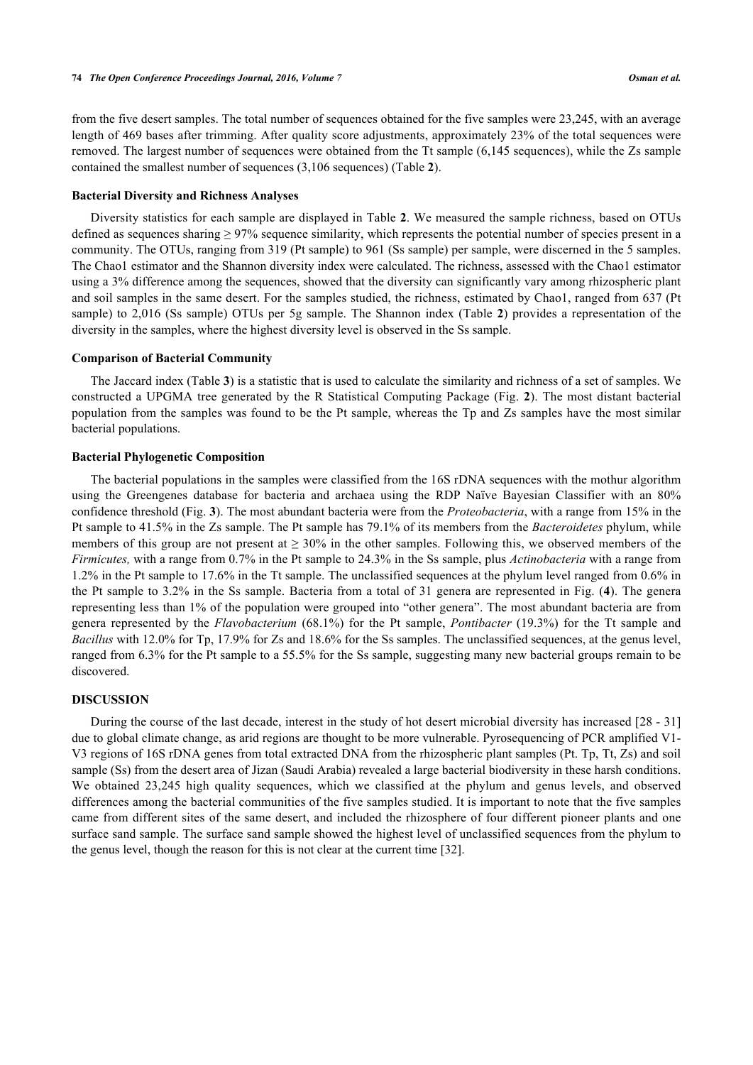from the five desert samples. The total number of sequences obtained for the five samples were 23,245, with an average length of 469 bases after trimming. After quality score adjustments, approximately 23% of the total sequences were removed. The largest number of sequences were obtained from the Tt sample (6,145 sequences), while the Zs sample contained the smallest number of sequences (3,106 sequences) (Table **2**).

### Bacterial Diversity and Richness Analyses

Diversity statistics for each sample are displayed in Table **2**. We measured the sample richness, based on OTUs defined as sequences sharing ≥ 97% sequence similarity, which represents the potential number of species present in a community. The OTUs, ranging from 319 (Pt sample) to 961 (Ss sample) per sample, were discerned in the 5 samples. The Chao1 estimator and the Shannon diversity index were calculated. The richness, assessed with the Chao1 estimator using a 3% difference among the sequences, showed that the diversity can significantly vary among rhizospheric plant and soil samples in the same desert. For the samples studied, the richness, estimated by Chao1, ranged from 637 (Pt sample) to 2,016 (Ss sample) OTUs per 5g sample. The Shannon index (Table **2**) provides a representation of the diversity in the samples, where the highest diversity level is observed in the Ss sample.

### Comparison of Bacterial Community

The Jaccard index (Table **3**) is a statistic that is used to calculate the similarity and richness of a set of samples. We constructed a UPGMA tree generated by the R Statistical Computing Package (Fig. **2**). The most distant bacterial population from the samples was found to be the Pt sample, whereas the Tp and Zs samples have the most similar bacterial populations.

### Bacterial Phylogenetic Composition

The bacterial populations in the samples were classified from the 16S rDNA sequences with the mothur algorithm using the Greengenes database for bacteria and archaea using the RDP Naïve Bayesian Classifier with an 80% confidence threshold (Fig. **3**). The most abundant bacteria were from the *Proteobacteria*, with a range from 15% in the Pt sample to 41.5% in the Zs sample. The Pt sample has 79.1% of its members from the *Bacteroidetes* phylum, while members of this group are not present at ≥ 30% in the other samples. Following this, we observed members of the *Firmicutes,* with a range from 0.7% in the Pt sample to 24.3% in the Ss sample, plus *Actinobacteria* with a range from 1.2% in the Pt sample to 17.6% in the Tt sample. The unclassified sequences at the phylum level ranged from 0.6% in the Pt sample to 3.2% in the Ss sample. Bacteria from a total of 31 genera are represented in Fig. (**4**). The genera representing less than 1% of the population were grouped into "other genera". The most abundant bacteria are from genera represented by the *Flavobacterium* (68.1%) for the Pt sample, *Pontibacter* (19.3%) for the Tt sample and *Bacillus* with 12.0% for Tp, 17.9% for Zs and 18.6% for the Ss samples. The unclassified sequences, at the genus level, ranged from 6.3% for the Pt sample to a 55.5% for the Ss sample, suggesting many new bacterial groups remain to be discovered.

## DISCUSSION

During the course of the last decade, interest in the study of hot desert microbial diversity has increased [28 - 31] due to global climate change, as arid regions are thought to be more vulnerable. Pyrosequencing of PCR amplified V1-V3 regions of 16S rDNA genes from total extracted DNA from the rhizospheric plant samples (Pt. Tp, Tt, Zs) and soil sample (Ss) from the desert area of Jizan (Saudi Arabia) revealed a large bacterial biodiversity in these harsh conditions. We obtained 23,245 high quality sequences, which we classified at the phylum and genus levels, and observed differences among the bacterial communities of the five samples studied. It is important to note that the five samples came from different sites of the same desert, and included the rhizosphere of four different pioneer plants and one surface sand sample. The surface sand sample showed the highest level of unclassified sequences from the phylum to the genus level, though the reason for this is not clear at the current time [32].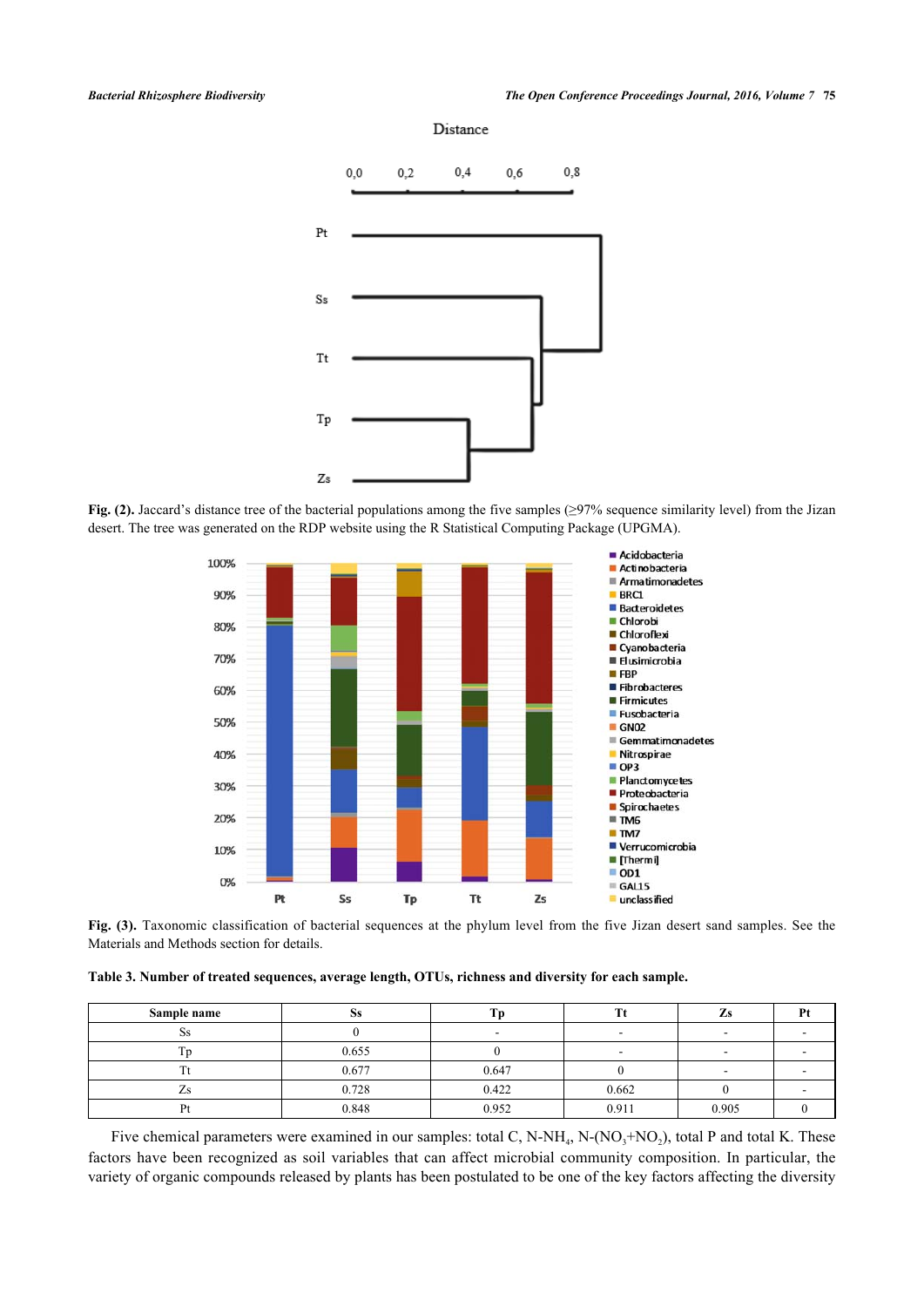**Fig. (2).** Jaccard's distance tree of the bacterial populations among the five samples (≥97% sequence similarity level) from the Jizan desert. The tree was generated on the RDP website using the R Statistical Computing Package (UPGMA).

**Fig. (3).** Taxonomic classification of bacterial sequences at the phylum level from the five Jizan desert sand samples. See the Materials and Methods section for details.

**Table 3. Number of treated sequences, average length, OTUs, richness and diversity for each sample.**

| Sample name | Ss | Tp | Tt | Zs | Pt |
|---|---|---|---|---|---|
| Ss | 0 | - | - | - | - |
| Tp | 0.655 | 0 | - | - | - |
| Tt | 0.677 | 0.647 | 0 | - | - |
| Zs | 0.728 | 0.422 | 0.662 | 0 | - |
| Pt | 0.848 | 0.952 | 0.911 | 0.905 | 0 |

Five chemical parameters were examined in our samples: total C, N-$NH_4$, N-($NO_3$+$NO_2$), total P and total K. These factors have been recognized as soil variables that can affect microbial community composition. In particular, the variety of organic compounds released by plants has been postulated to be one of the key factors affecting the diversity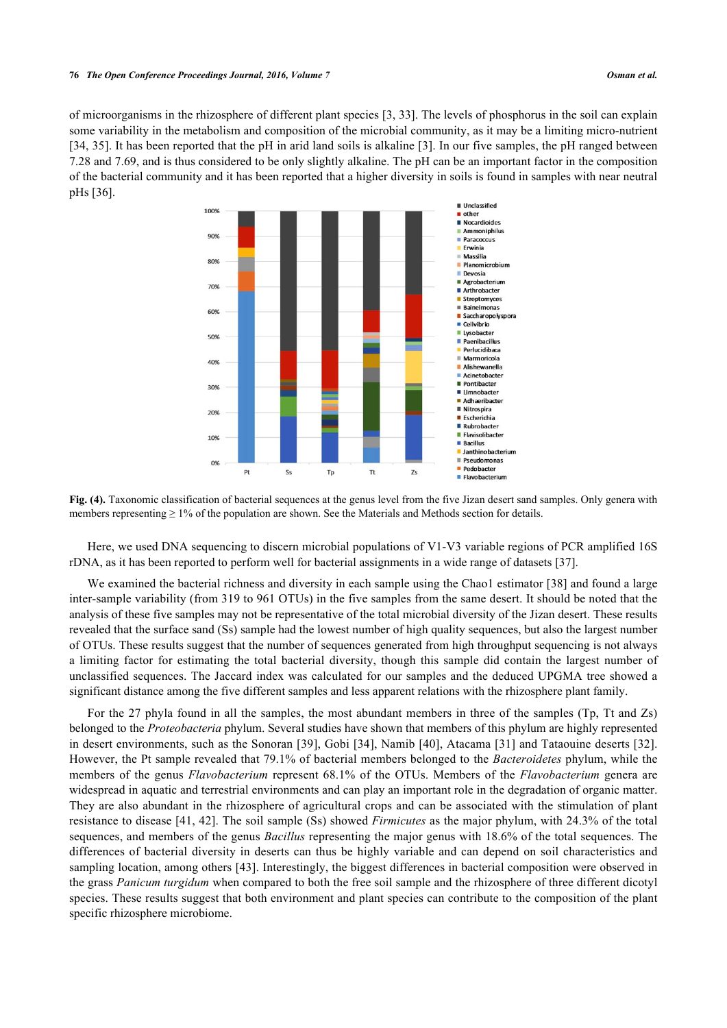of microorganisms in the rhizosphere of different plant species [3, 33]. The levels of phosphorus in the soil can explain some variability in the metabolism and composition of the microbial community, as it may be a limiting micro-nutrient [34, 35]. It has been reported that the pH in arid land soils is alkaline [3]. In our five samples, the pH ranged between 7.28 and 7.69, and is thus considered to be only slightly alkaline. The pH can be an important factor in the composition of the bacterial community and it has been reported that a higher diversity in soils is found in samples with near neutral pHs [36].

**Fig. (4).** Taxonomic classification of bacterial sequences at the genus level from the five Jizan desert sand samples. Only genera with members representing ≥ 1% of the population are shown. See the Materials and Methods section for details.

Here, we used DNA sequencing to discern microbial populations of V1-V3 variable regions of PCR amplified 16S rDNA, as it has been reported to perform well for bacterial assignments in a wide range of datasets [37].

We examined the bacterial richness and diversity in each sample using the Chao1 estimator [38] and found a large inter-sample variability (from 319 to 961 OTUs) in the five samples from the same desert. It should be noted that the analysis of these five samples may not be representative of the total microbial diversity of the Jizan desert. These results revealed that the surface sand (Ss) sample had the lowest number of high quality sequences, but also the largest number of OTUs. These results suggest that the number of sequences generated from high throughput sequencing is not always a limiting factor for estimating the total bacterial diversity, though this sample did contain the largest number of unclassified sequences. The Jaccard index was calculated for our samples and the deduced UPGMA tree showed a significant distance among the five different samples and less apparent relations with the rhizosphere plant family.

For the 27 phyla found in all the samples, the most abundant members in three of the samples (Tp, Tt and Zs) belonged to the *Proteobacteria* phylum. Several studies have shown that members of this phylum are highly represented in desert environments, such as the Sonoran [39], Gobi [34], Namib [40], Atacama [31] and Tataouine deserts [32]. However, the Pt sample revealed that 79.1% of bacterial members belonged to the *Bacteroidetes* phylum, while the members of the genus *Flavobacterium* represent 68.1% of the OTUs. Members of the *Flavobacterium* genera are widespread in aquatic and terrestrial environments and can play an important role in the degradation of organic matter. They are also abundant in the rhizosphere of agricultural crops and can be associated with the stimulation of plant resistance to disease [41, 42]. The soil sample (Ss) showed *Firmicutes* as the major phylum, with 24.3% of the total sequences, and members of the genus *Bacillus* representing the major genus with 18.6% of the total sequences. The differences of bacterial diversity in deserts can thus be highly variable and can depend on soil characteristics and sampling location, among others [43]. Interestingly, the biggest differences in bacterial composition were observed in the grass *Panicum turgidum* when compared to both the free soil sample and the rhizosphere of three different dicotyl species. These results suggest that both environment and plant species can contribute to the composition of the plant specific rhizosphere microbiome.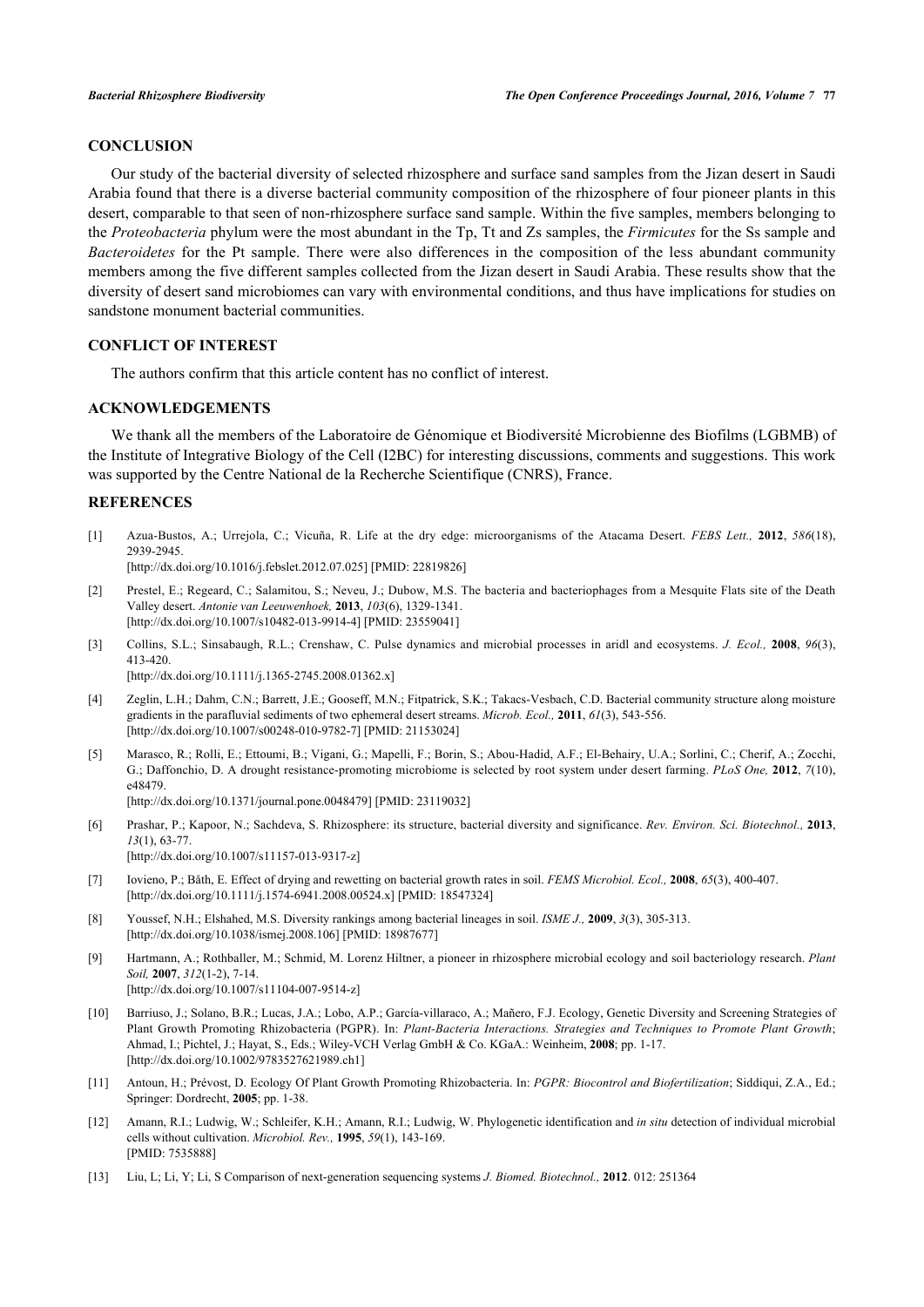## CONCLUSION

Our study of the bacterial diversity of selected rhizosphere and surface sand samples from the Jizan desert in Saudi Arabia found that there is a diverse bacterial community composition of the rhizosphere of four pioneer plants in this desert, comparable to that seen of non-rhizosphere surface sand sample. Within the five samples, members belonging to the *Proteobacteria* phylum were the most abundant in the Tp, Tt and Zs samples, the *Firmicutes* for the Ss sample and *Bacteroidetes* for the Pt sample. There were also differences in the composition of the less abundant community members among the five different samples collected from the Jizan desert in Saudi Arabia. These results show that the diversity of desert sand microbiomes can vary with environmental conditions, and thus have implications for studies on sandstone monument bacterial communities.

## CONFLICT OF INTEREST

The authors confirm that this article content has no conflict of interest.

## ACKNOWLEDGEMENTS

We thank all the members of the Laboratoire de Génomique et Biodiversité Microbienne des Biofilms (LGBMB) of the Institute of Integrative Biology of the Cell (I2BC) for interesting discussions, comments and suggestions. This work was supported by the Centre National de la Recherche Scientifique (CNRS), France.

## REFERENCES

[1] Azua-Bustos, A.; Urrejola, C.; Vicuña, R. Life at the dry edge: microorganisms of the Atacama Desert. *FEBS Lett.,* **2012**, *586*(18), 2939-2945.
[http://dx.doi.org/10.1016/j.febslet.2012.07.025] [PMID: 22819826]

[2] Prestel, E.; Regeard, C.; Salamitou, S.; Neveu, J.; Dubow, M.S. The bacteria and bacteriophages from a Mesquite Flats site of the Death Valley desert. *Antonie van Leeuwenhoek,* **2013**, *103*(6), 1329-1341.
[http://dx.doi.org/10.1007/s10482-013-9914-4] [PMID: 23559041]

[3] Collins, S.L.; Sinsabaugh, R.L.; Crenshaw, C. Pulse dynamics and microbial processes in aridl and ecosystems. *J. Ecol.,* **2008**, *96*(3), 413-420.
[http://dx.doi.org/10.1111/j.1365-2745.2008.01362.x]

[4] Zeglin, L.H.; Dahm, C.N.; Barrett, J.E.; Gooseff, M.N.; Fitpatrick, S.K.; Takacs-Vesbach, C.D. Bacterial community structure along moisture gradients in the parafluvial sediments of two ephemeral desert streams. *Microb. Ecol.,* **2011**, *61*(3), 543-556.
[http://dx.doi.org/10.1007/s00248-010-9782-7] [PMID: 21153024]

[5] Marasco, R.; Rolli, E.; Ettoumi, B.; Vigani, G.; Mapelli, F.; Borin, S.; Abou-Hadid, A.F.; El-Behairy, U.A.; Sorlini, C.; Cherif, A.; Zocchi, G.; Daffonchio, D. A drought resistance-promoting microbiome is selected by root system under desert farming. *PLoS One,* **2012**, *7*(10), e48479.
[http://dx.doi.org/10.1371/journal.pone.0048479] [PMID: 23119032]

[6] Prashar, P.; Kapoor, N.; Sachdeva, S. Rhizosphere: its structure, bacterial diversity and significance. *Rev. Environ. Sci. Biotechnol.,* **2013**, *13*(1), 63-77.
[http://dx.doi.org/10.1007/s11157-013-9317-z]

[7] Iovieno, P.; Bååth, E. Effect of drying and rewetting on bacterial growth rates in soil. *FEMS Microbiol. Ecol.,* **2008**, *65*(3), 400-407.
[http://dx.doi.org/10.1111/j.1574-6941.2008.00524.x] [PMID: 18547324]

[8] Youssef, N.H.; Elshahed, M.S. Diversity rankings among bacterial lineages in soil. *ISME J.,* **2009**, *3*(3), 305-313.
[http://dx.doi.org/10.1038/ismej.2008.106] [PMID: 18987677]

[9] Hartmann, A.; Rothballer, M.; Schmid, M. Lorenz Hiltner, a pioneer in rhizosphere microbial ecology and soil bacteriology research. *Plant Soil,* **2007**, *312*(1-2), 7-14.
[http://dx.doi.org/10.1007/s11104-007-9514-z]

[10] Barriuso, J.; Solano, B.R.; Lucas, J.A.; Lobo, A.P.; García-villaraco, A.; Mañero, F.J. Ecology, Genetic Diversity and Screening Strategies of Plant Growth Promoting Rhizobacteria (PGPR). In: *Plant-Bacteria Interactions. Strategies and Techniques to Promote Plant Growth*; Ahmad, I.; Pichtel, J.; Hayat, S., Eds.; Wiley-VCH Verlag GmbH & Co. KGaA.: Weinheim, **2008**; pp. 1-17.
[http://dx.doi.org/10.1002/9783527621989.ch1]

[11] Antoun, H.; Prévost, D. Ecology Of Plant Growth Promoting Rhizobacteria. In: *PGPR: Biocontrol and Biofertilization*; Siddiqui, Z.A., Ed.; Springer: Dordrecht, **2005**; pp. 1-38.

[12] Amann, R.I.; Ludwig, W.; Schleifer, K.H.; Amann, R.I.; Ludwig, W. Phylogenetic identification and *in situ* detection of individual microbial cells without cultivation. *Microbiol. Rev.,* **1995**, *59*(1), 143-169.
[PMID: 7535888]

[13] Liu, L; Li, Y; Li, S Comparison of next-generation sequencing systems *J. Biomed. Biotechnol.,* **2012**. 012: 251364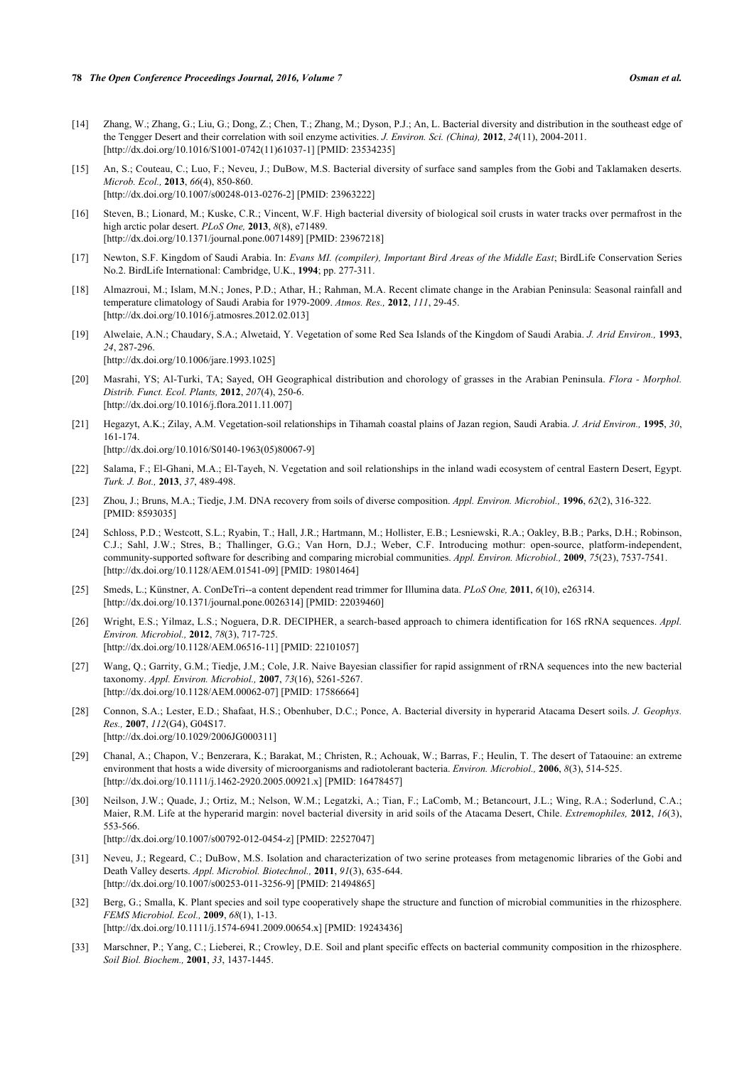[14] Zhang, W.; Zhang, G.; Liu, G.; Dong, Z.; Chen, T.; Zhang, M.; Dyson, P.J.; An, L. Bacterial diversity and distribution in the southeast edge of the Tengger Desert and their correlation with soil enzyme activities. *J. Environ. Sci. (China),* **2012**, *24*(11), 2004-2011. [http://dx.doi.org/10.1016/S1001-0742(11)61037-1] [PMID: 23534235]

[15] An, S.; Couteau, C.; Luo, F.; Neveu, J.; DuBow, M.S. Bacterial diversity of surface sand samples from the Gobi and Taklamaken deserts. *Microb. Ecol.,* **2013**, *66*(4), 850-860. [http://dx.doi.org/10.1007/s00248-013-0276-2] [PMID: 23963222]

[16] Steven, B.; Lionard, M.; Kuske, C.R.; Vincent, W.F. High bacterial diversity of biological soil crusts in water tracks over permafrost in the high arctic polar desert. *PLoS One,* **2013**, *8*(8), e71489. [http://dx.doi.org/10.1371/journal.pone.0071489] [PMID: 23967218]

[17] Newton, S.F. Kingdom of Saudi Arabia. In: *Evans MI. (compiler), Important Bird Areas of the Middle East*; BirdLife Conservation Series No.2. BirdLife International: Cambridge, U.K., **1994**; pp. 277-311.

[18] Almazroui, M.; Islam, M.N.; Jones, P.D.; Athar, H.; Rahman, M.A. Recent climate change in the Arabian Peninsula: Seasonal rainfall and temperature climatology of Saudi Arabia for 1979-2009. *Atmos. Res.,* **2012**, *111*, 29-45. [http://dx.doi.org/10.1016/j.atmosres.2012.02.013]

[19] Alwelaie, A.N.; Chaudary, S.A.; Alwetaid, Y. Vegetation of some Red Sea Islands of the Kingdom of Saudi Arabia. *J. Arid Environ.,* **1993**, *24*, 287-296. [http://dx.doi.org/10.1006/jare.1993.1025]

[20] Masrahi, YS; Al-Turki, TA; Sayed, OH Geographical distribution and chorology of grasses in the Arabian Peninsula. *Flora - Morphol. Distrib. Funct. Ecol. Plants,* **2012**, *207*(4), 250-6. [http://dx.doi.org/10.1016/j.flora.2011.11.007]

[21] Hegazyt, A.K.; Zilay, A.M. Vegetation-soil relationships in Tihamah coastal plains of Jazan region, Saudi Arabia. *J. Arid Environ.,* **1995**, *30*, 161-174. [http://dx.doi.org/10.1016/S0140-1963(05)80067-9]

[22] Salama, F.; El-Ghani, M.A.; El-Tayeh, N. Vegetation and soil relationships in the inland wadi ecosystem of central Eastern Desert, Egypt. *Turk. J. Bot.,* **2013**, *37*, 489-498.

[23] Zhou, J.; Bruns, M.A.; Tiedje, J.M. DNA recovery from soils of diverse composition. *Appl. Environ. Microbiol.,* **1996**, *62*(2), 316-322. [PMID: 8593035]

[24] Schloss, P.D.; Westcott, S.L.; Ryabin, T.; Hall, J.R.; Hartmann, M.; Hollister, E.B.; Lesniewski, R.A.; Oakley, B.B.; Parks, D.H.; Robinson, C.J.; Sahl, J.W.; Stres, B.; Thallinger, G.G.; Van Horn, D.J.; Weber, C.F. Introducing mothur: open-source, platform-independent, community-supported software for describing and comparing microbial communities. *Appl. Environ. Microbiol.,* **2009**, *75*(23), 7537-7541. [http://dx.doi.org/10.1128/AEM.01541-09] [PMID: 19801464]

[25] Smeds, L.; Künstner, A. ConDeTri--a content dependent read trimmer for Illumina data. *PLoS One,* **2011**, *6*(10), e26314. [http://dx.doi.org/10.1371/journal.pone.0026314] [PMID: 22039460]

[26] Wright, E.S.; Yilmaz, L.S.; Noguera, D.R. DECIPHER, a search-based approach to chimera identification for 16S rRNA sequences. *Appl. Environ. Microbiol.,* **2012**, *78*(3), 717-725. [http://dx.doi.org/10.1128/AEM.06516-11] [PMID: 22101057]

[27] Wang, Q.; Garrity, G.M.; Tiedje, J.M.; Cole, J.R. Naive Bayesian classifier for rapid assignment of rRNA sequences into the new bacterial taxonomy. *Appl. Environ. Microbiol.,* **2007**, *73*(16), 5261-5267. [http://dx.doi.org/10.1128/AEM.00062-07] [PMID: 17586664]

[28] Connon, S.A.; Lester, E.D.; Shafaat, H.S.; Obenhuber, D.C.; Ponce, A. Bacterial diversity in hyperarid Atacama Desert soils. *J. Geophys. Res.,* **2007**, *112*(G4), G04S17. [http://dx.doi.org/10.1029/2006JG000311]

[29] Chanal, A.; Chapon, V.; Benzerara, K.; Barakat, M.; Christen, R.; Achouak, W.; Barras, F.; Heulin, T. The desert of Tataouine: an extreme environment that hosts a wide diversity of microorganisms and radiotolerant bacteria. *Environ. Microbiol.,* **2006**, *8*(3), 514-525. [http://dx.doi.org/10.1111/j.1462-2920.2005.00921.x] [PMID: 16478457]

[30] Neilson, J.W.; Quade, J.; Ortiz, M.; Nelson, W.M.; Legatzki, A.; Tian, F.; LaComb, M.; Betancourt, J.L.; Wing, R.A.; Soderlund, C.A.; Maier, R.M. Life at the hyperarid margin: novel bacterial diversity in arid soils of the Atacama Desert, Chile. *Extremophiles,* **2012**, *16*(3), 553-566. [http://dx.doi.org/10.1007/s00792-012-0454-z] [PMID: 22527047]

[31] Neveu, J.; Regeard, C.; DuBow, M.S. Isolation and characterization of two serine proteases from metagenomic libraries of the Gobi and Death Valley deserts. *Appl. Microbiol. Biotechnol.,* **2011**, *91*(3), 635-644. [http://dx.doi.org/10.1007/s00253-011-3256-9] [PMID: 21494865]

[32] Berg, G.; Smalla, K. Plant species and soil type cooperatively shape the structure and function of microbial communities in the rhizosphere. *FEMS Microbiol. Ecol.,* **2009**, *68*(1), 1-13. [http://dx.doi.org/10.1111/j.1574-6941.2009.00654.x] [PMID: 19243436]

[33] Marschner, P.; Yang, C.; Lieberei, R.; Crowley, D.E. Soil and plant specific effects on bacterial community composition in the rhizosphere. *Soil Biol. Biochem.,* **2001**, *33*, 1437-1445.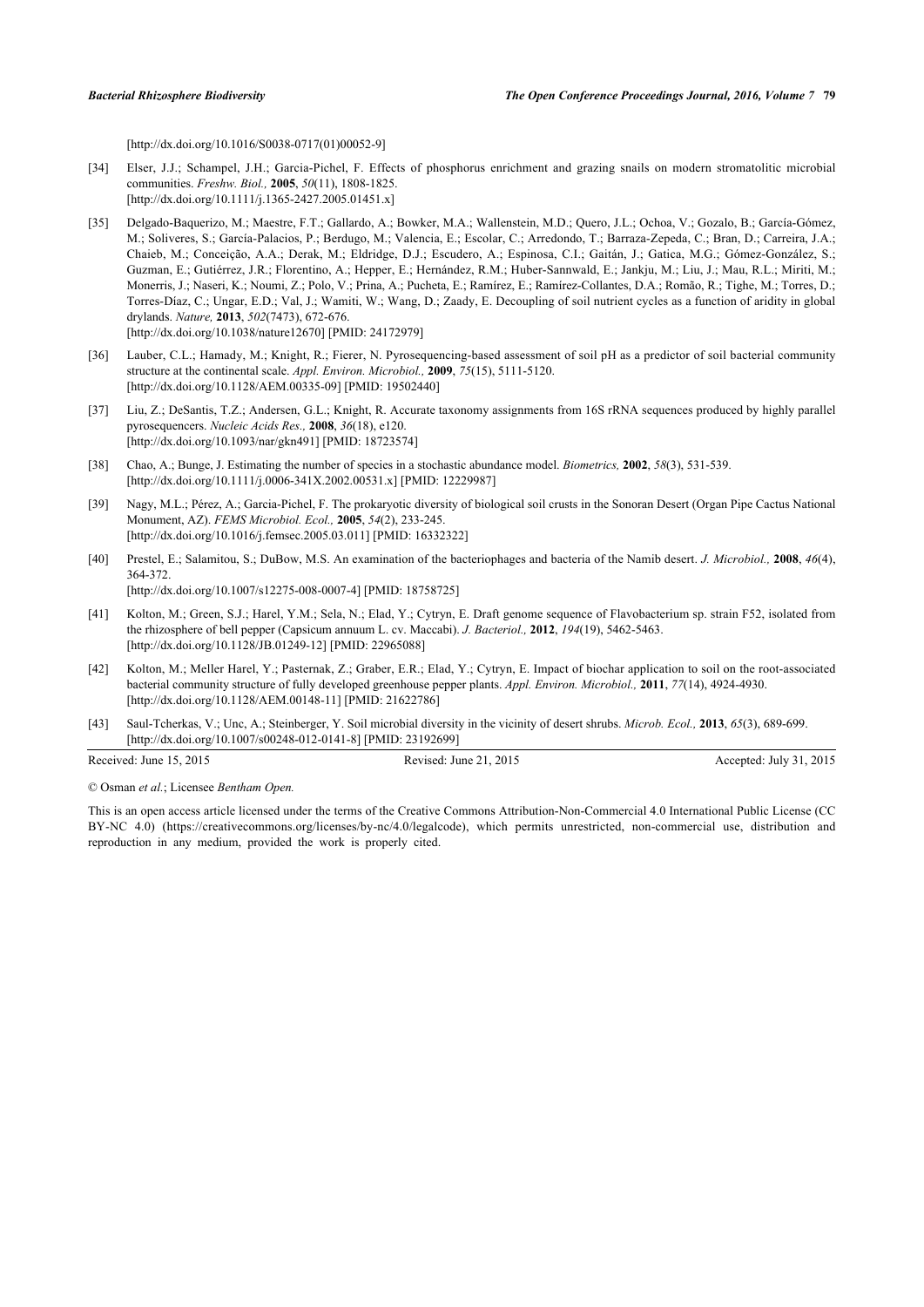[http://dx.doi.org/10.1016/S0038-0717(01)00052-9]

[34] Elser, J.J.; Schampel, J.H.; Garcia-Pichel, F. Effects of phosphorus enrichment and grazing snails on modern stromatolitic microbial communities. *Freshw. Biol.,* **2005**, *50*(11), 1808-1825.
[http://dx.doi.org/10.1111/j.1365-2427.2005.01451.x]

[35] Delgado-Baquerizo, M.; Maestre, F.T.; Gallardo, A.; Bowker, M.A.; Wallenstein, M.D.; Quero, J.L.; Ochoa, V.; Gozalo, B.; García-Gómez, M.; Soliveres, S.; García-Palacios, P.; Berdugo, M.; Valencia, E.; Escolar, C.; Arredondo, T.; Barraza-Zepeda, C.; Bran, D.; Carreira, J.A.; Chaieb, M.; Conceição, A.A.; Derak, M.; Eldridge, D.J.; Escudero, A.; Espinosa, C.I.; Gaitán, J.; Gatica, M.G.; Gómez-González, S.; Guzman, E.; Gutiérrez, J.R.; Florentino, A.; Hepper, E.; Hernández, R.M.; Huber-Sannwald, E.; Jankju, M.; Liu, J.; Mau, R.L.; Miriti, M.; Monerris, J.; Naseri, K.; Noumi, Z.; Polo, V.; Prina, A.; Pucheta, E.; Ramírez, E.; Ramírez-Collantes, D.A.; Romão, R.; Tighe, M.; Torres, D.; Torres-Díaz, C.; Ungar, E.D.; Val, J.; Wamiti, W.; Wang, D.; Zaady, E. Decoupling of soil nutrient cycles as a function of aridity in global drylands. *Nature,* **2013**, *502*(7473), 672-676.
[http://dx.doi.org/10.1038/nature12670] [PMID: 24172979]

[36] Lauber, C.L.; Hamady, M.; Knight, R.; Fierer, N. Pyrosequencing-based assessment of soil pH as a predictor of soil bacterial community structure at the continental scale. *Appl. Environ. Microbiol.,* **2009**, *75*(15), 5111-5120.
[http://dx.doi.org/10.1128/AEM.00335-09] [PMID: 19502440]

[37] Liu, Z.; DeSantis, T.Z.; Andersen, G.L.; Knight, R. Accurate taxonomy assignments from 16S rRNA sequences produced by highly parallel pyrosequencers. *Nucleic Acids Res.,* **2008**, *36*(18), e120.
[http://dx.doi.org/10.1093/nar/gkn491] [PMID: 18723574]

[38] Chao, A.; Bunge, J. Estimating the number of species in a stochastic abundance model. *Biometrics,* **2002**, *58*(3), 531-539.
[http://dx.doi.org/10.1111/j.0006-341X.2002.00531.x] [PMID: 12229987]

[39] Nagy, M.L.; Pérez, A.; Garcia-Pichel, F. The prokaryotic diversity of biological soil crusts in the Sonoran Desert (Organ Pipe Cactus National Monument, AZ). *FEMS Microbiol. Ecol.,* **2005**, *54*(2), 233-245.
[http://dx.doi.org/10.1016/j.femsec.2005.03.011] [PMID: 16332322]

[40] Prestel, E.; Salamitou, S.; DuBow, M.S. An examination of the bacteriophages and bacteria of the Namib desert. *J. Microbiol.,* **2008**, *46*(4), 364-372.
[http://dx.doi.org/10.1007/s12275-008-0007-4] [PMID: 18758725]

[41] Kolton, M.; Green, S.J.; Harel, Y.M.; Sela, N.; Elad, Y.; Cytryn, E. Draft genome sequence of Flavobacterium sp. strain F52, isolated from the rhizosphere of bell pepper (Capsicum annuum L. cv. Maccabi). *J. Bacteriol.,* **2012**, *194*(19), 5462-5463.
[http://dx.doi.org/10.1128/JB.01249-12] [PMID: 22965088]

[42] Kolton, M.; Meller Harel, Y.; Pasternak, Z.; Graber, E.R.; Elad, Y.; Cytryn, E. Impact of biochar application to soil on the root-associated bacterial community structure of fully developed greenhouse pepper plants. *Appl. Environ. Microbiol.,* **2011**, *77*(14), 4924-4930.
[http://dx.doi.org/10.1128/AEM.00148-11] [PMID: 21622786]

[43] Saul-Tcherkas, V.; Unc, A.; Steinberger, Y. Soil microbial diversity in the vicinity of desert shrubs. *Microb. Ecol.,* **2013**, *65*(3), 689-699.
[http://dx.doi.org/10.1007/s00248-012-0141-8] [PMID: 23192699]

Received: June 15, 2015 Revised: June 21, 2015 Accepted: July 31, 2015

© Osman *et al.*; Licensee *Bentham Open.*

This is an open access article licensed under the terms of the Creative Commons Attribution-Non-Commercial 4.0 International Public License (CC BY-NC 4.0) (https://creativecommons.org/licenses/by-nc/4.0/legalcode), which permits unrestricted, non-commercial use, distribution and reproduction in any medium, provided the work is properly cited.